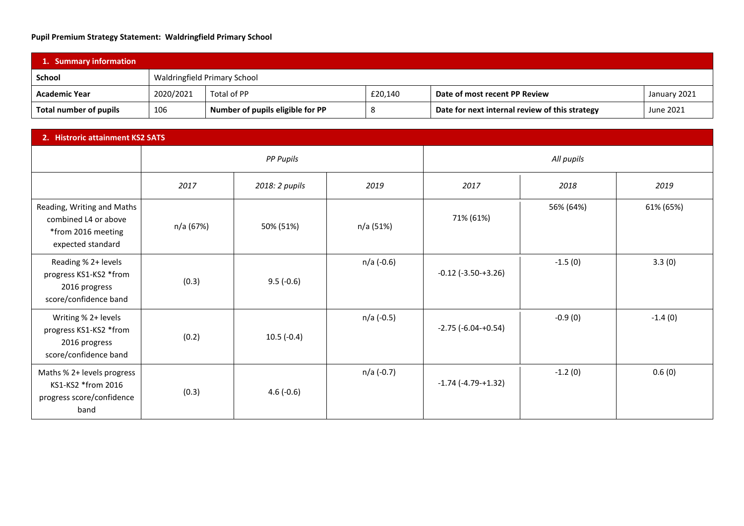**Pupil Premium Strategy Statement: Waldringfield Primary School**

| **1. Summary information** | | | | | |
|---|---|---|---|---|---|
| **School** | Waldringfield Primary School | | | | |
| **Academic Year** | 2020/2021 | Total of PP | £20,140 | **Date of most recent PP Review** | January 2021 |
| **Total number of pupils** | 106 | **Number of pupils eligible for PP** | 8 | **Date for next internal review of this strategy** | June 2021 |

| **2. Historic attainment KS2 SATS** | | | | | | |
|---|---|---|---|---|---|---|
| | *PP Pupils* | | | *All pupils* | | |
| | *2017* | *2018: 2 pupils* | *2019* | *2017* | *2018* | *2019* |
| Reading, Writing and Maths combined L4 or above *from 2016 meeting expected standard | n/a (67%) | 50% (51%) | n/a (51%) | 71% (61%) | 56% (64%) | 61% (65%) |
| Reading % 2+ levels progress KS1-KS2 *from 2016 progress score/confidence band | (0.3) | 9.5 (-0.6) | n/a (-0.6) | -0.12 (-3.50-+3.26) | -1.5 (0) | 3.3 (0) |
| Writing % 2+ levels progress KS1-KS2 *from 2016 progress score/confidence band | (0.2) | 10.5 (-0.4) | n/a (-0.5) | -2.75 (-6.04-+0.54) | -0.9 (0) | -1.4 (0) |
| Maths % 2+ levels progress KS1-KS2 *from 2016 progress score/confidence band | (0.3) | 4.6 (-0.6) | n/a (-0.7) | -1.74 (-4.79-+1.32) | -1.2 (0) | 0.6 (0) |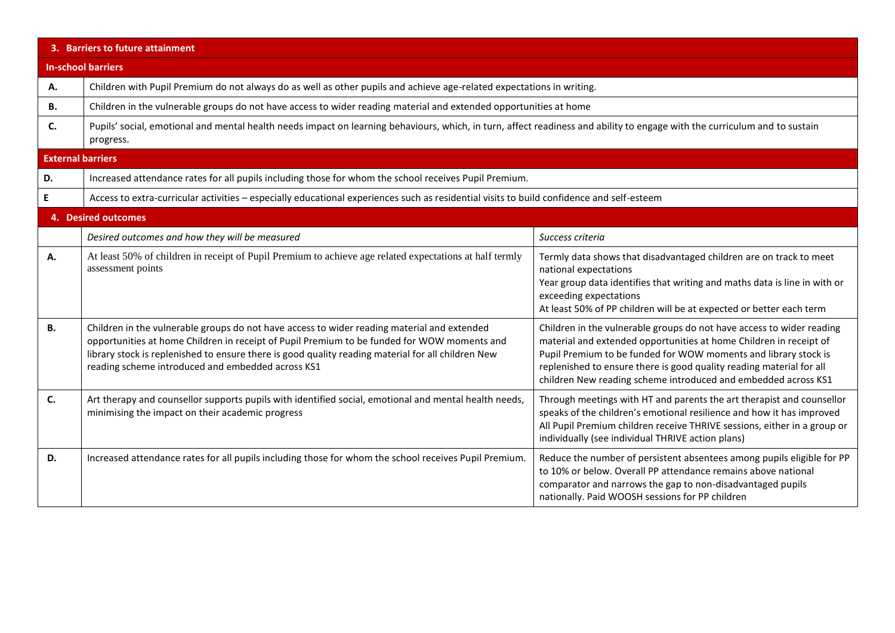| **3. Barriers to future attainment** | | |
|---|---|---|
| **In-school barriers** | | |
| **A.** | Children with Pupil Premium do not always do as well as other pupils and achieve age-related expectations in writing. | |
| **B.** | Children in the vulnerable groups do not have access to wider reading material and extended opportunities at home | |
| **C.** | Pupils' social, emotional and mental health needs impact on learning behaviours, which, in turn, affect readiness and ability to engage with the curriculum and to sustain progress. | |
| **External barriers** | | |
| **D.** | Increased attendance rates for all pupils including those for whom the school receives Pupil Premium. | |
| **E** | Access to extra-curricular activities – especially educational experiences such as residential visits to build confidence and self-esteem | |
| **4. Desired outcomes** | | |
| | *Desired outcomes and how they will be measured* | *Success criteria* |
| **A.** | At least 50% of children in receipt of Pupil Premium to achieve age related expectations at half termly assessment points | Termly data shows that disadvantaged children are on track to meet national expectations<br>Year group data identifies that writing and maths data is line in with or exceeding expectations<br>At least 50% of PP children will be at expected or better each term |
| **B.** | Children in the vulnerable groups do not have access to wider reading material and extended opportunities at home Children in receipt of Pupil Premium to be funded for WOW moments and library stock is replenished to ensure there is good quality reading material for all children New reading scheme introduced and embedded across KS1 | Children in the vulnerable groups do not have access to wider reading material and extended opportunities at home Children in receipt of Pupil Premium to be funded for WOW moments and library stock is replenished to ensure there is good quality reading material for all children New reading scheme introduced and embedded across KS1 |
| **C.** | Art therapy and counsellor supports pupils with identified social, emotional and mental health needs, minimising the impact on their academic progress | Through meetings with HT and parents the art therapist and counsellor speaks of the children's emotional resilience and how it has improved<br>All Pupil Premium children receive THRIVE sessions, either in a group or individually (see individual THRIVE action plans) |
| **D.** | Increased attendance rates for all pupils including those for whom the school receives Pupil Premium. | Reduce the number of persistent absentees among pupils eligible for PP to 10% or below. Overall PP attendance remains above national comparator and narrows the gap to non-disadvantaged pupils nationally. Paid WOOSH sessions for PP children |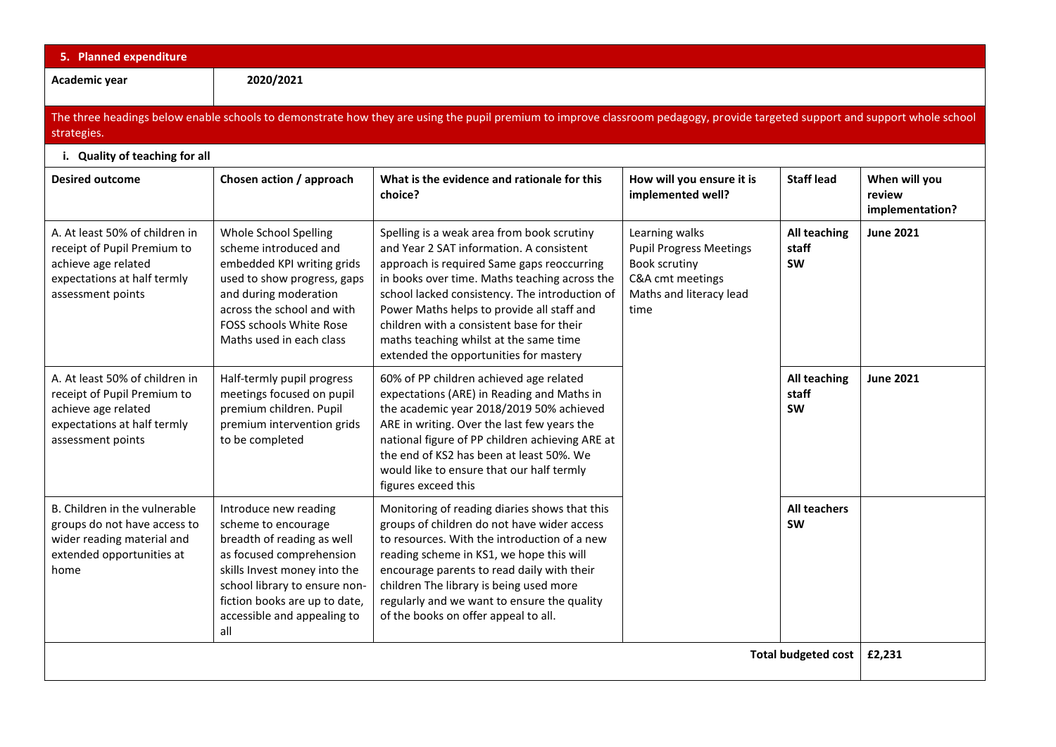## 5. Planned expenditure

| Academic year | 2020/2021 |
|---|---|

The three headings below enable schools to demonstrate how they are using the pupil premium to improve classroom pedagogy, provide targeted support and support whole school strategies.

### i. Quality of teaching for all

| Desired outcome | Chosen action / approach | What is the evidence and rationale for this choice? | How will you ensure it is implemented well? | Staff lead | When will you review implementation? |
|---|---|---|---|---|---|
| A. At least 50% of children in receipt of Pupil Premium to achieve age related expectations at half termly assessment points | Whole School Spelling scheme introduced and embedded KPI writing grids used to show progress, gaps and during moderation across the school and with FOSS schools White Rose Maths used in each class | Spelling is a weak area from book scrutiny and Year 2 SAT information. A consistent approach is required Same gaps reoccurring in books over time. Maths teaching across the school lacked consistency. The introduction of Power Maths helps to provide all staff and children with a consistent base for their maths teaching whilst at the same time extended the opportunities for mastery | Learning walks<br>Pupil Progress Meetings<br>Book scrutiny<br>C&A cmt meetings<br>Maths and literacy lead time | **All teaching staff SW** | **June 2021** |
| A. At least 50% of children in receipt of Pupil Premium to achieve age related expectations at half termly assessment points | Half-termly pupil progress meetings focused on pupil premium children. Pupil premium intervention grids to be completed | 60% of PP children achieved age related expectations (ARE) in Reading and Maths in the academic year 2018/2019 50% achieved ARE in writing. Over the last few years the national figure of PP children achieving ARE at the end of KS2 has been at least 50%. We would like to ensure that our half termly figures exceed this | | **All teaching staff SW** | **June 2021** |
| B. Children in the vulnerable groups do not have access to wider reading material and extended opportunities at home | Introduce new reading scheme to encourage breadth of reading as well as focused comprehension skills Invest money into the school library to ensure non-fiction books are up to date, accessible and appealing to all | Monitoring of reading diaries shows that this groups of children do not have wider access to resources. With the introduction of a new reading scheme in KS1, we hope this will encourage parents to read daily with their children The library is being used more regularly and we want to ensure the quality of the books on offer appeal to all. | | **All teachers SW** | |
| | | | | **Total budgeted cost** | **£2,231** |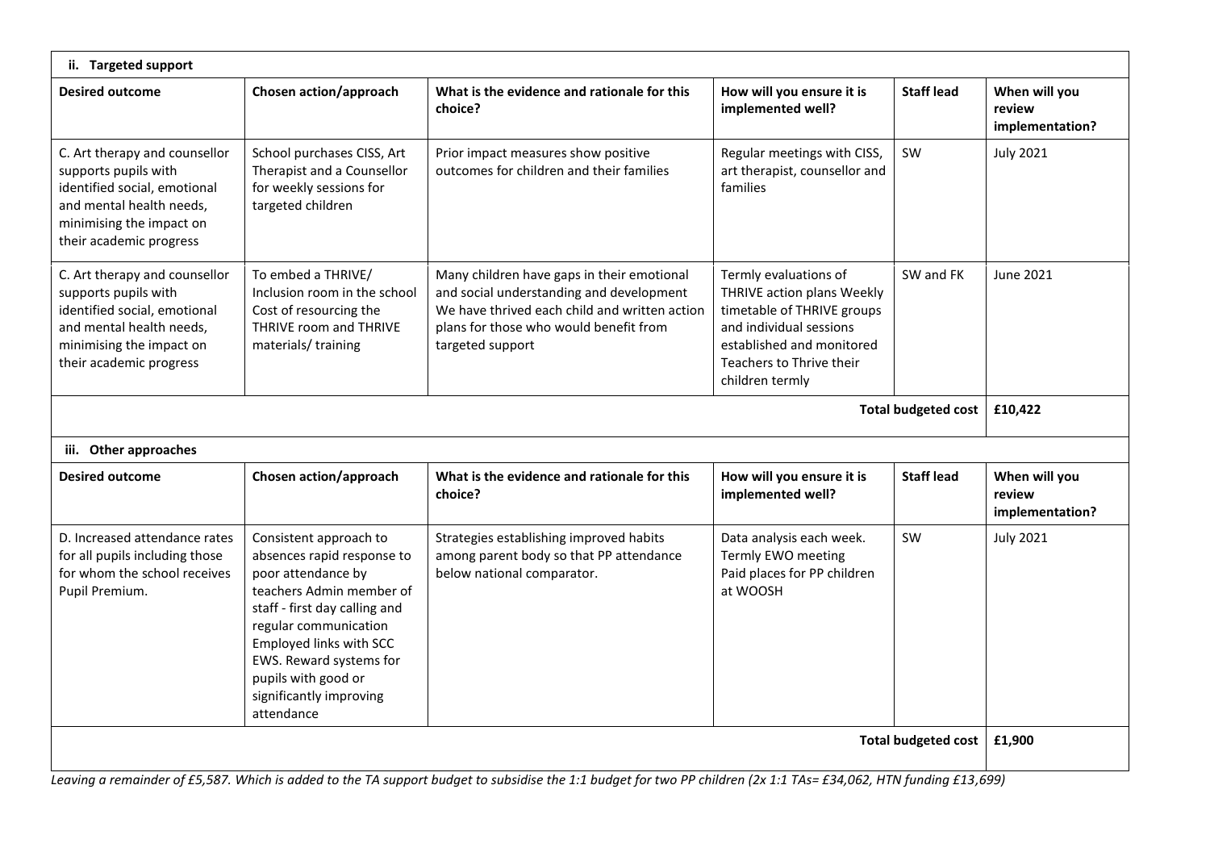| ii. Targeted support | | | | | |
|---|---|---|---|---|---|
| **Desired outcome** | **Chosen action/approach** | **What is the evidence and rationale for this choice?** | **How will you ensure it is implemented well?** | **Staff lead** | **When will you review implementation?** |
| C. Art therapy and counsellor supports pupils with identified social, emotional and mental health needs, minimising the impact on their academic progress | School purchases CISS, Art Therapist and a Counsellor for weekly sessions for targeted children | Prior impact measures show positive outcomes for children and their families | Regular meetings with CISS, art therapist, counsellor and families | SW | July 2021 |
| C. Art therapy and counsellor supports pupils with identified social, emotional and mental health needs, minimising the impact on their academic progress | To embed a THRIVE/ Inclusion room in the school Cost of resourcing the THRIVE room and THRIVE materials/ training | Many children have gaps in their emotional and social understanding and development We have thrived each child and written action plans for those who would benefit from targeted support | Termly evaluations of THRIVE action plans Weekly timetable of THRIVE groups and individual sessions established and monitored Teachers to Thrive their children termly | SW and FK | June 2021 |
| | | | | **Total budgeted cost** | **£10,422** |

| iii. Other approaches | | | | | |
|---|---|---|---|---|---|
| **Desired outcome** | **Chosen action/approach** | **What is the evidence and rationale for this choice?** | **How will you ensure it is implemented well?** | **Staff lead** | **When will you review implementation?** |
| D. Increased attendance rates for all pupils including those for whom the school receives Pupil Premium. | Consistent approach to absences rapid response to poor attendance by teachers Admin member of staff - first day calling and regular communication Employed links with SCC EWS. Reward systems for pupils with good or significantly improving attendance | Strategies establishing improved habits among parent body so that PP attendance below national comparator. | Data analysis each week. Termly EWO meeting Paid places for PP children at WOOSH | SW | July 2021 |
| | | | | **Total budgeted cost** | **£1,900** |

*Leaving a remainder of £5,587. Which is added to the TA support budget to subsidise the 1:1 budget for two PP children (2x 1:1 TAs= £34,062, HTN funding £13,699)*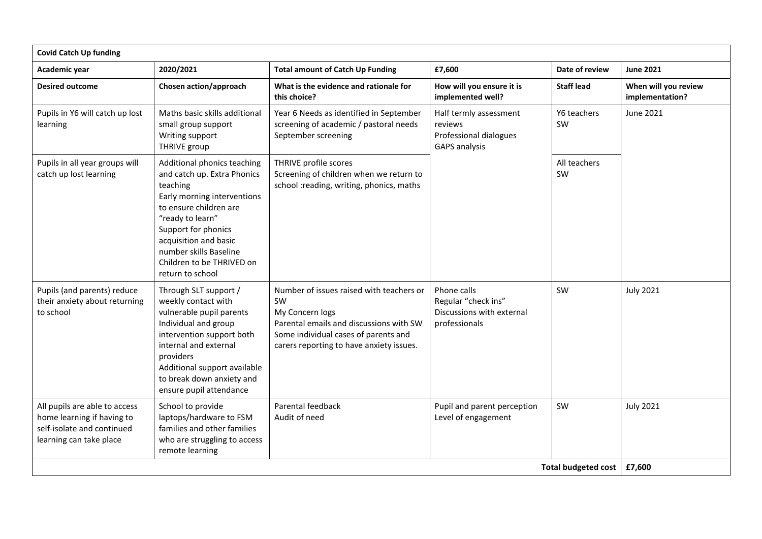| Covid Catch Up funding | | | | | |
|---|---|---|---|---|---|
| **Academic year** | **2020/2021** | **Total amount of Catch Up Funding** | **£7,600** | **Date of review** | **June 2021** |
| **Desired outcome** | **Chosen action/approach** | **What is the evidence and rationale for this choice?** | **How will you ensure it is implemented well?** | **Staff lead** | **When will you review implementation?** |
| Pupils in Y6 will catch up lost learning | Maths basic skills additional small group support<br>Writing support<br>THRIVE group | Year 6 Needs as identified in September screening of academic / pastoral needs<br>September screening | Half termly assessment reviews<br>Professional dialogues<br>GAPS analysis | Y6 teachers<br>SW | June 2021 |
| Pupils in all year groups will catch up lost learning | Additional phonics teaching and catch up. Extra Phonics teaching<br>Early morning interventions to ensure children are "ready to learn"<br>Support for phonics acquisition and basic number skills Baseline<br>Children to be THRIVED on return to school | THRIVE profile scores<br>Screening of children when we return to school :reading, writing, phonics, maths | | All teachers<br>SW | |
| Pupils (and parents) reduce their anxiety about returning to school | Through SLT support / weekly contact with vulnerable pupil parents<br>Individual and group intervention support both internal and external providers<br>Additional support available to break down anxiety and ensure pupil attendance | Number of issues raised with teachers or SW<br>My Concern logs<br>Parental emails and discussions with SW<br>Some individual cases of parents and carers reporting to have anxiety issues. | Phone calls<br>Regular "check ins"<br>Discussions with external professionals | SW | July 2021 |
| All pupils are able to access home learning if having to self-isolate and continued learning can take place | School to provide laptops/hardware to FSM families and other families who are struggling to access remote learning | Parental feedback<br>Audit of need | Pupil and parent perception<br>Level of engagement | SW | July 2021 |
| | | | | **Total budgeted cost** | **£7,600** |